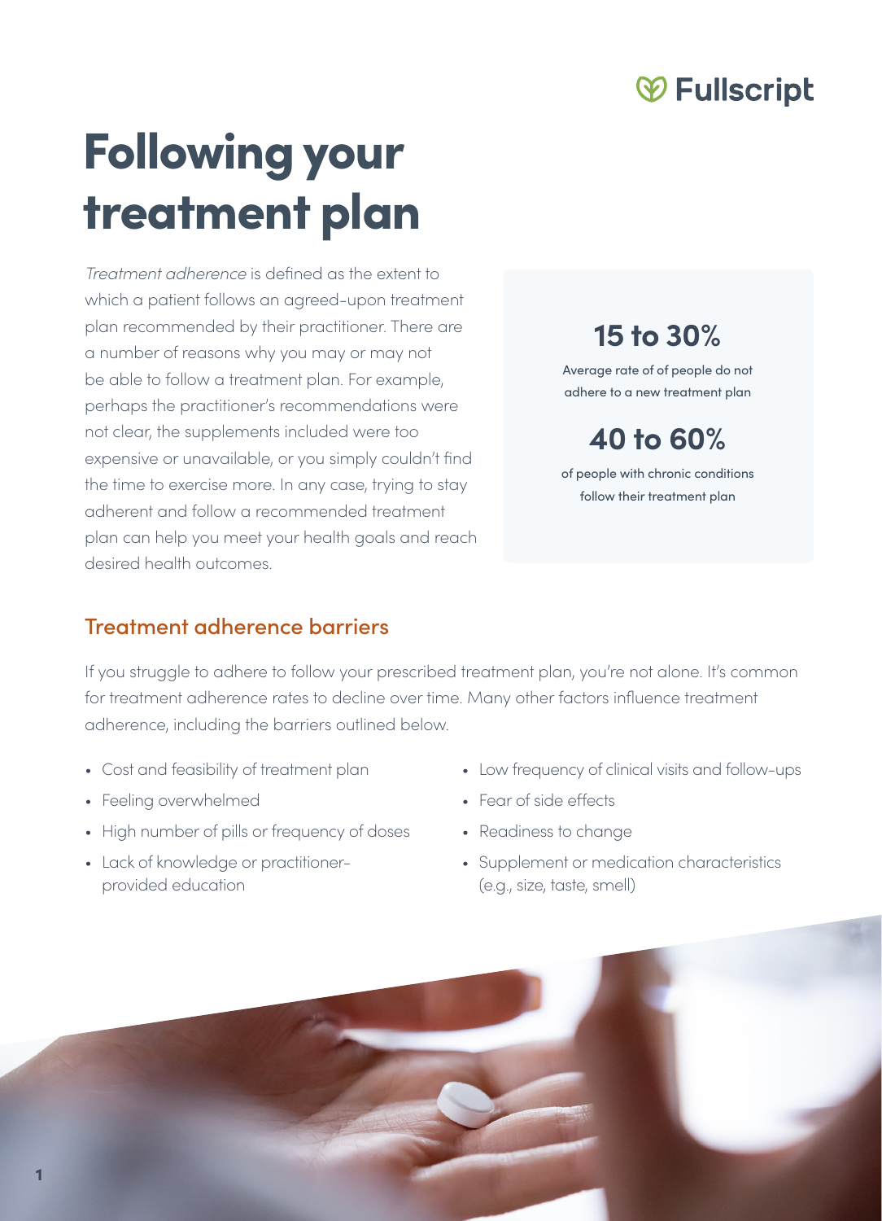# Following your treatment plan

*Treatment adherence* is defined as the extent to which a patient follows an agreed-upon treatment plan recommended by their practitioner. There are a number of reasons why you may or may not be able to follow a treatment plan. For example, perhaps the practitioner's recommendations were not clear, the supplements included were too expensive or unavailable, or you simply couldn't find the time to exercise more. In any case, trying to stay adherent and follow a recommended treatment plan can help you meet your health goals and reach desired health outcomes.

**15 to 30%**

Average rate of of people do not adhere to a new treatment plan

**40 to 60%**

of people with chronic conditions follow their treatment plan

## Treatment adherence barriers

If you struggle to adhere to follow your prescribed treatment plan, you're not alone. It's common for treatment adherence rates to decline over time. Many other factors influence treatment adherence, including the barriers outlined below.

- Cost and feasibility of treatment plan
- Feeling overwhelmed
- High number of pills or frequency of doses
- Lack of knowledge or practitioner-provided education
- Low frequency of clinical visits and follow-ups
- Fear of side effects
- Readiness to change
- Supplement or medication characteristics (e.g., size, taste, smell)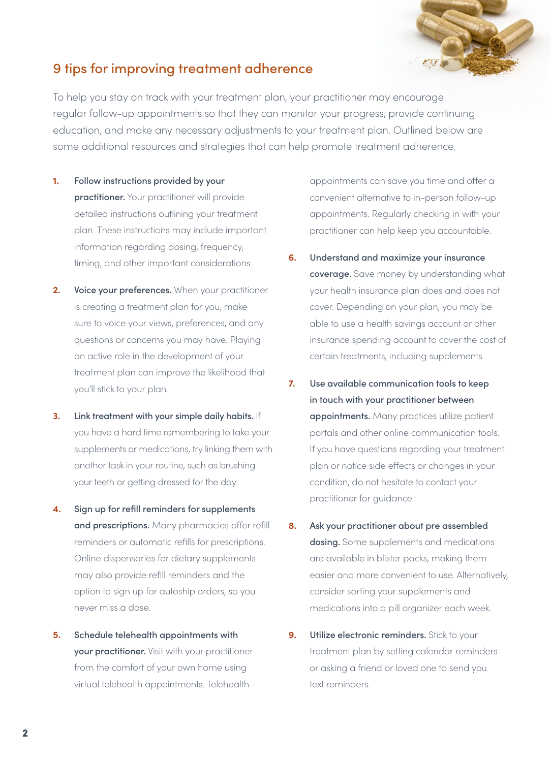## 9 tips for improving treatment adherence

To help you stay on track with your treatment plan, your practitioner may encourage regular follow-up appointments so that they can monitor your progress, provide continuing education, and make any necessary adjustments to your treatment plan. Outlined below are some additional resources and strategies that can help promote treatment adherence.

1. **Follow instructions provided by your practitioner.** Your practitioner will provide detailed instructions outlining your treatment plan. These instructions may include important information regarding dosing, frequency, timing, and other important considerations.
2. **Voice your preferences.** When your practitioner is creating a treatment plan for you, make sure to voice your views, preferences, and any questions or concerns you may have. Playing an active role in the development of your treatment plan can improve the likelihood that you'll stick to your plan.
3. **Link treatment with your simple daily habits.** If you have a hard time remembering to take your supplements or medications, try linking them with another task in your routine, such as brushing your teeth or getting dressed for the day.
4. **Sign up for refill reminders for supplements and prescriptions.** Many pharmacies offer refill reminders or automatic refills for prescriptions. Online dispensaries for dietary supplements may also provide refill reminders and the option to sign up for autoship orders, so you never miss a dose.
5. **Schedule telehealth appointments with your practitioner.** Visit with your practitioner from the comfort of your own home using virtual telehealth appointments. Telehealth appointments can save you time and offer a convenient alternative to in-person follow-up appointments. Regularly checking in with your practitioner can help keep you accountable.
6. **Understand and maximize your insurance coverage.** Save money by understanding what your health insurance plan does and does not cover. Depending on your plan, you may be able to use a health savings account or other insurance spending account to cover the cost of certain treatments, including supplements.
7. **Use available communication tools to keep in touch with your practitioner between appointments.** Many practices utilize patient portals and other online communication tools. If you have questions regarding your treatment plan or notice side effects or changes in your condition, do not hesitate to contact your practitioner for guidance.
8. **Ask your practitioner about pre assembled dosing.** Some supplements and medications are available in blister packs, making them easier and more convenient to use. Alternatively, consider sorting your supplements and medications into a pill organizer each week.
9. **Utilize electronic reminders.** Stick to your treatment plan by setting calendar reminders or asking a friend or loved one to send you text reminders.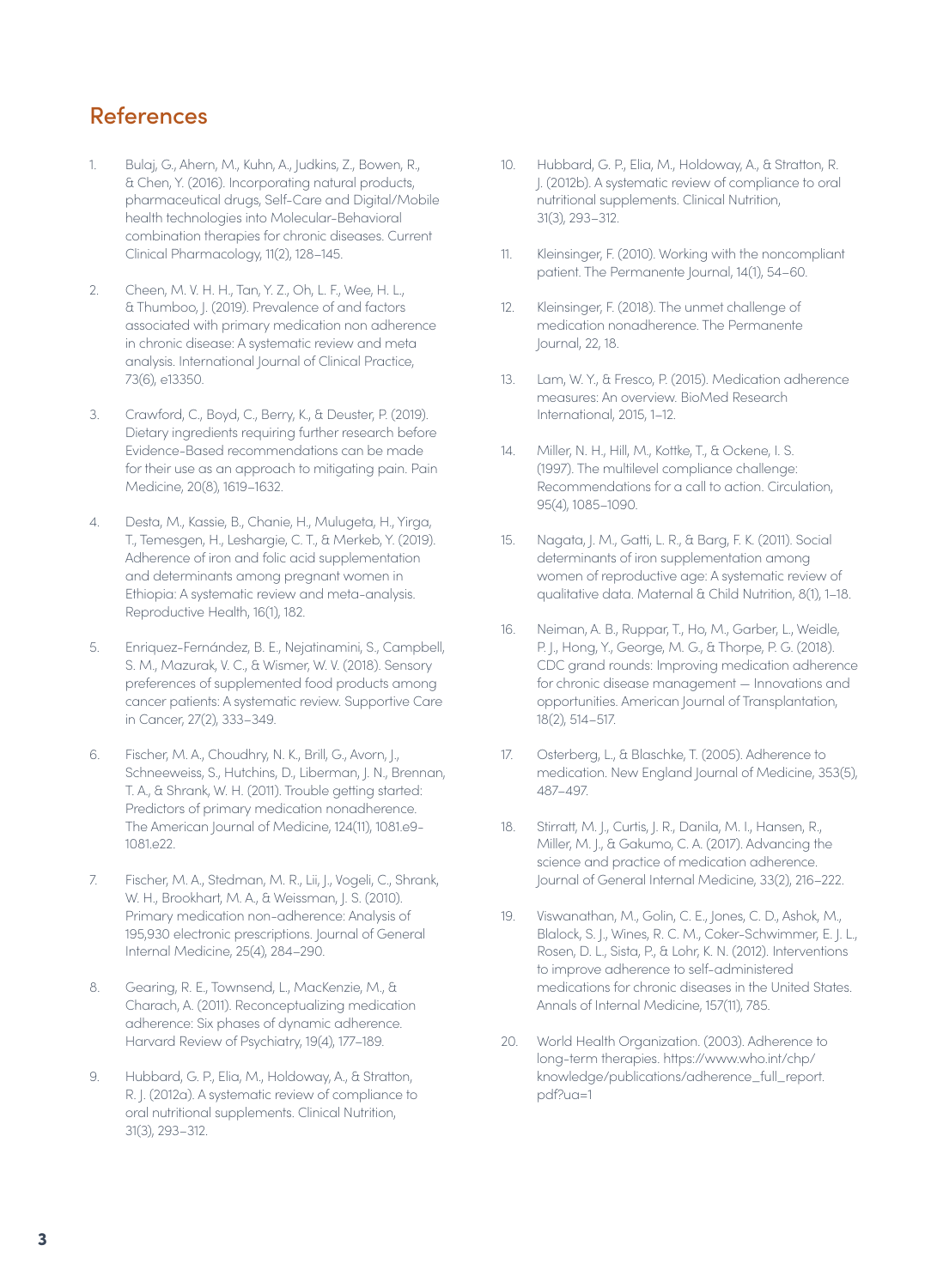## References

1. Bulaj, G., Ahern, M., Kuhn, A., Judkins, Z., Bowen, R., & Chen, Y. (2016). Incorporating natural products, pharmaceutical drugs, Self-Care and Digital/Mobile health technologies into Molecular-Behavioral combination therapies for chronic diseases. Current Clinical Pharmacology, 11(2), 128–145.

2. Cheen, M. V. H. H., Tan, Y. Z., Oh, L. F., Wee, H. L., & Thumboo, J. (2019). Prevalence of and factors associated with primary medication non adherence in chronic disease: A systematic review and meta analysis. International Journal of Clinical Practice, 73(6), e13350.

3. Crawford, C., Boyd, C., Berry, K., & Deuster, P. (2019). Dietary ingredients requiring further research before Evidence-Based recommendations can be made for their use as an approach to mitigating pain. Pain Medicine, 20(8), 1619–1632.

4. Desta, M., Kassie, B., Chanie, H., Mulugeta, H., Yirga, T., Temesgen, H., Leshargie, C. T., & Merkeb, Y. (2019). Adherence of iron and folic acid supplementation and determinants among pregnant women in Ethiopia: A systematic review and meta-analysis. Reproductive Health, 16(1), 182.

5. Enriquez-Fernández, B. E., Nejatinamini, S., Campbell, S. M., Mazurak, V. C., & Wismer, W. V. (2018). Sensory preferences of supplemented food products among cancer patients: A systematic review. Supportive Care in Cancer, 27(2), 333–349.

6. Fischer, M. A., Choudhry, N. K., Brill, G., Avorn, J., Schneeweiss, S., Hutchins, D., Liberman, J. N., Brennan, T. A., & Shrank, W. H. (2011). Trouble getting started: Predictors of primary medication nonadherence. The American Journal of Medicine, 124(11), 1081.e9-1081.e22.

7. Fischer, M. A., Stedman, M. R., Lii, J., Vogeli, C., Shrank, W. H., Brookhart, M. A., & Weissman, J. S. (2010). Primary medication non-adherence: Analysis of 195,930 electronic prescriptions. Journal of General Internal Medicine, 25(4), 284–290.

8. Gearing, R. E., Townsend, L., MacKenzie, M., & Charach, A. (2011). Reconceptualizing medication adherence: Six phases of dynamic adherence. Harvard Review of Psychiatry, 19(4), 177–189.

9. Hubbard, G. P., Elia, M., Holdoway, A., & Stratton, R. J. (2012a). A systematic review of compliance to oral nutritional supplements. Clinical Nutrition, 31(3), 293–312.

10. Hubbard, G. P., Elia, M., Holdoway, A., & Stratton, R. J. (2012b). A systematic review of compliance to oral nutritional supplements. Clinical Nutrition, 31(3), 293–312.

11. Kleinsinger, F. (2010). Working with the noncompliant patient. The Permanente Journal, 14(1), 54–60.

12. Kleinsinger, F. (2018). The unmet challenge of medication nonadherence. The Permanente Journal, 22, 18.

13. Lam, W. Y., & Fresco, P. (2015). Medication adherence measures: An overview. BioMed Research International, 2015, 1–12.

14. Miller, N. H., Hill, M., Kottke, T., & Ockene, I. S. (1997). The multilevel compliance challenge: Recommendations for a call to action. Circulation, 95(4), 1085–1090.

15. Nagata, J. M., Gatti, L. R., & Barg, F. K. (2011). Social determinants of iron supplementation among women of reproductive age: A systematic review of qualitative data. Maternal & Child Nutrition, 8(1), 1–18.

16. Neiman, A. B., Ruppar, T., Ho, M., Garber, L., Weidle, P. J., Hong, Y., George, M. G., & Thorpe, P. G. (2018). CDC grand rounds: Improving medication adherence for chronic disease management — Innovations and opportunities. American Journal of Transplantation, 18(2), 514–517.

17. Osterberg, L., & Blaschke, T. (2005). Adherence to medication. New England Journal of Medicine, 353(5), 487–497.

18. Stirratt, M. J., Curtis, J. R., Danila, M. I., Hansen, R., Miller, M. J., & Gakumo, C. A. (2017). Advancing the science and practice of medication adherence. Journal of General Internal Medicine, 33(2), 216–222.

19. Viswanathan, M., Golin, C. E., Jones, C. D., Ashok, M., Blalock, S. J., Wines, R. C. M., Coker-Schwimmer, E. J. L., Rosen, D. L., Sista, P., & Lohr, K. N. (2012). Interventions to improve adherence to self-administered medications for chronic diseases in the United States. Annals of Internal Medicine, 157(11), 785.

20. World Health Organization. (2003). Adherence to long-term therapies. https://www.who.int/chp/knowledge/publications/adherence_full_report.pdf?ua=1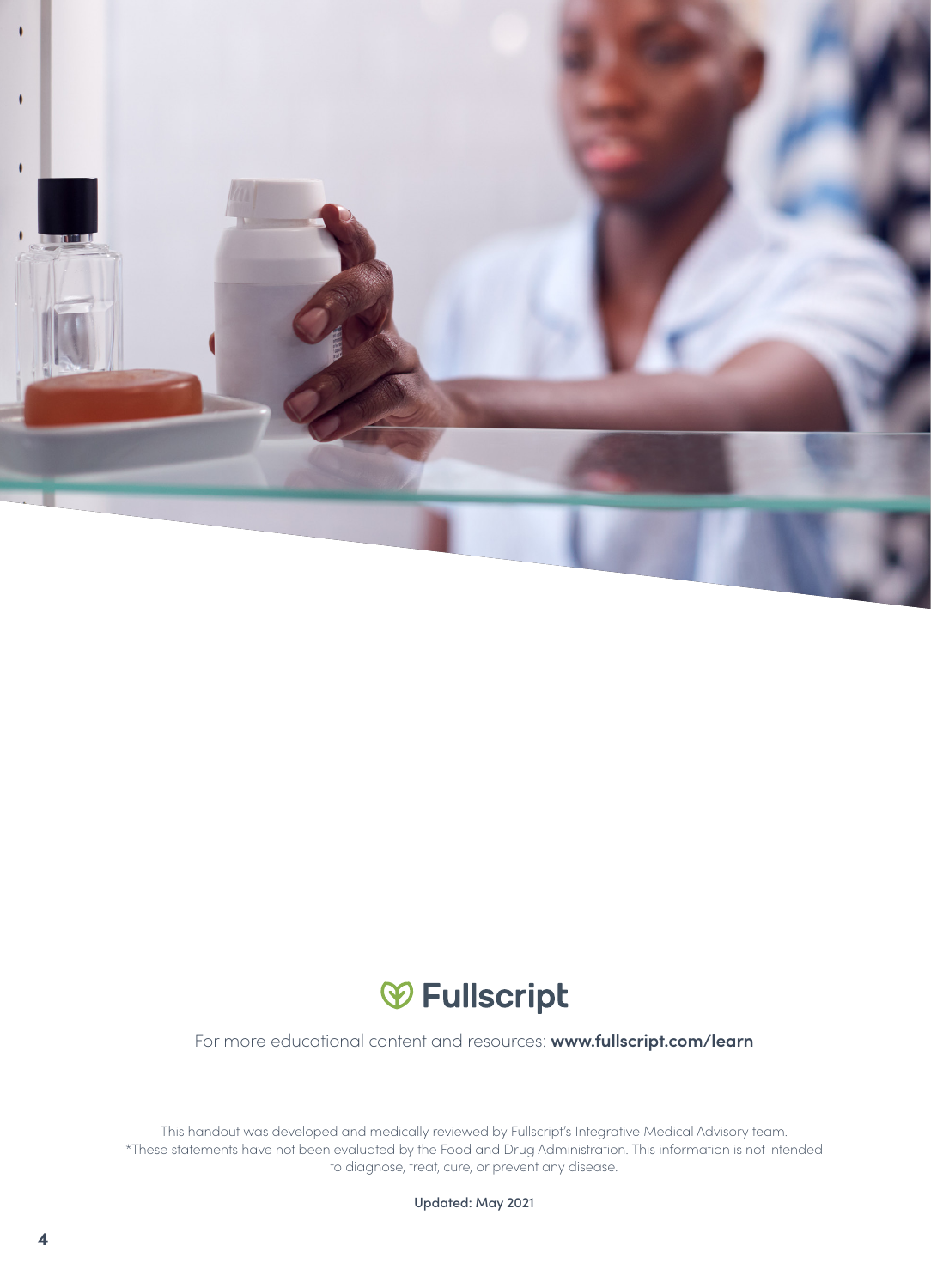Fullscript

For more educational content and resources: **www.fullscript.com/learn**

This handout was developed and medically reviewed by Fullscript's Integrative Medical Advisory team.
*These statements have not been evaluated by the Food and Drug Administration. This information is not intended to diagnose, treat, cure, or prevent any disease.

Updated: May 2021